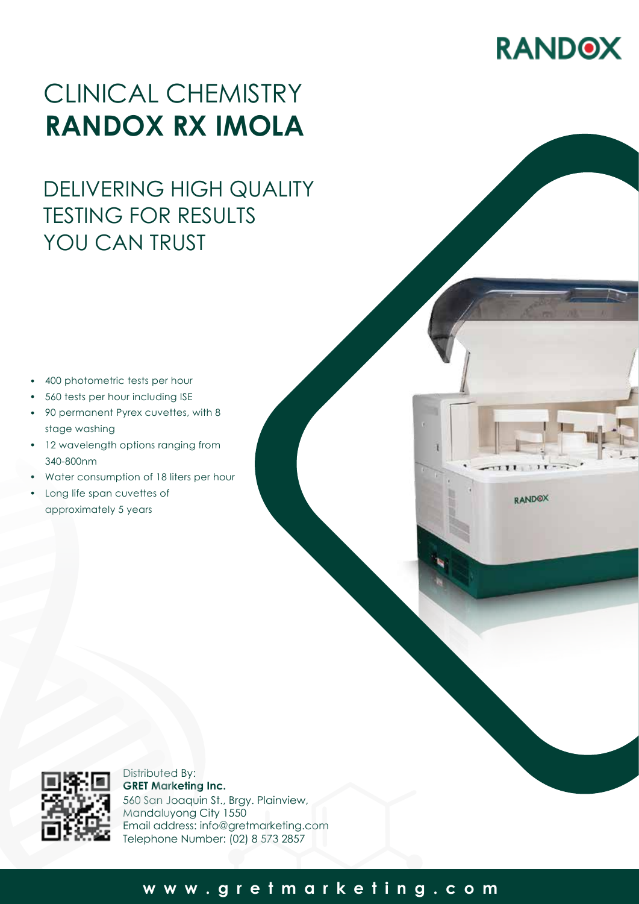RANDOX

# CLINICAL CHEMISTRY **RANDOX RX IMOLA**

## DELIVERING HIGH QUALITY TESTING FOR RESULTS YOU CAN TRUST

- 400 photometric tests per hour
- 560 tests per hour including ISE
- 90 permanent Pyrex cuvettes, with 8 stage washing
- 12 wavelength options ranging from 340-800nm
- Water consumption of 18 liters per hour
- Long life span cuvettes of approximately 5 years

Distributed By:
**GRET Marketing Inc.**
560 San Joaquin St., Brgy. Plainview,
Mandaluyong City 1550
Email address: info@gretmarketing.com
Telephone Number: (02) 8 573 2857

**www.gretmarketing.com**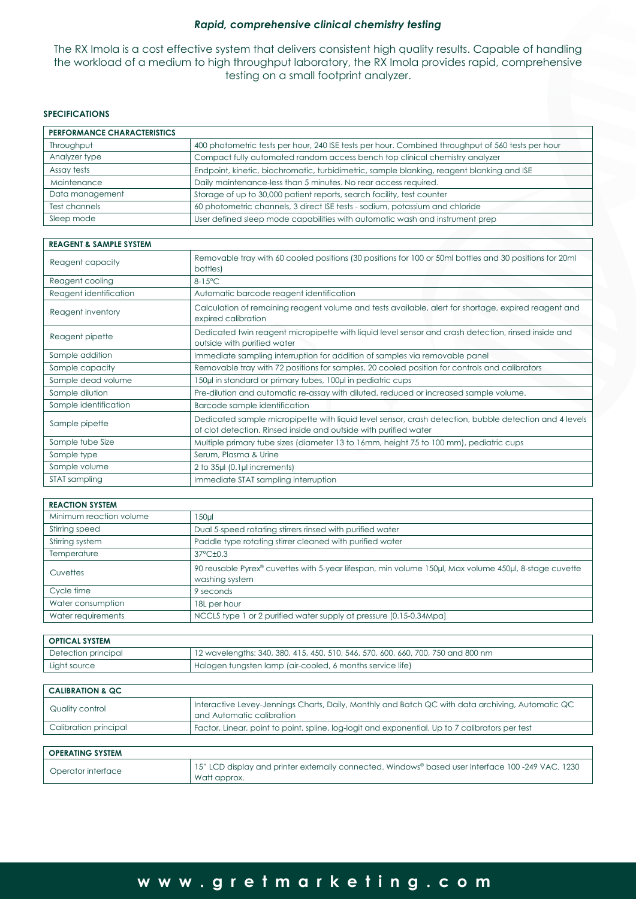*Rapid, comprehensive clinical chemistry testing*

The RX Imola is a cost effective system that delivers consistent high quality results. Capable of handling the workload of a medium to high throughput laboratory, the RX Imola provides rapid, comprehensive testing on a small footprint analyzer.

**SPECIFICATIONS**

| PERFORMANCE CHARACTERISTICS | |
|---|---|
| Throughput | 400 photometric tests per hour, 240 ISE tests per hour. Combined throughput of 560 tests per hour |
| Analyzer type | Compact fully automated random access bench top clinical chemistry analyzer |
| Assay tests | Endpoint, kinetic, biochromatic, turbidimetric, sample blanking, reagent blanking and ISE |
| Maintenance | Daily maintenance-less than 5 minutes. No rear access required. |
| Data management | Storage of up to 30,000 patient reports, search facility, test counter |
| Test channels | 60 photometric channels, 3 direct ISE tests - sodium, potassium and chloride |
| Sleep mode | User defined sleep mode capabilities with automatic wash and instrument prep |

| REAGENT & SAMPLE SYSTEM | |
|---|---|
| Reagent capacity | Removable tray with 60 cooled positions (30 positions for 100 or 50ml bottles and 30 positions for 20ml bottles) |
| Reagent cooling | 8-15ºC |
| Reagent identification | Automatic barcode reagent identification |
| Reagent inventory | Calculation of remaining reagent volume and tests available, alert for shortage, expired reagent and expired calibration |
| Reagent pipette | Dedicated twin reagent micropipette with liquid level sensor and crash detection, rinsed inside and outside with purified water |
| Sample addition | Immediate sampling interruption for addition of samples via removable panel |
| Sample capacity | Removable tray with 72 positions for samples, 20 cooled position for controls and calibrators |
| Sample dead volume | 150μl in standard or primary tubes, 100μl in pediatric cups |
| Sample dilution | Pre-dilution and automatic re-assay with diluted, reduced or increased sample volume. |
| Sample identification | Barcode sample identification |
| Sample pipette | Dedicated sample micropipette with liquid level sensor, crash detection, bubble detection and 4 levels of clot detection. Rinsed inside and outside with purified water |
| Sample tube Size | Multiple primary tube sizes (diameter 13 to 16mm, height 75 to 100 mm), pediatric cups |
| Sample type | Serum, Plasma & Urine |
| Sample volume | 2 to 35μl (0.1μl increments) |
| STAT sampling | Immediate STAT sampling interruption |

| REACTION SYSTEM | |
|---|---|
| Minimum reaction volume | 150μl |
| Stirring speed | Dual 5-speed rotating stirrers rinsed with purified water |
| Stirring system | Paddle type rotating stirrer cleaned with purified water |
| Temperature | 37ºC±0.3 |
| Cuvettes | 90 reusable Pyrex® cuvettes with 5-year lifespan, min volume 150μl, Max volume 450μl, 8-stage cuvette washing system |
| Cycle time | 9 seconds |
| Water consumption | 18L per hour |
| Water requirements | NCCLS type 1 or 2 purified water supply at pressure [0.15-0.34Mpa] |

| OPTICAL SYSTEM | |
|---|---|
| Detection principal | 12 wavelengths: 340, 380, 415, 450, 510, 546, 570, 600, 660, 700, 750 and 800 nm |
| Light source | Halogen tungsten lamp (air-cooled, 6 months service life) |

| CALIBRATION & QC | |
|---|---|
| Quality control | Interactive Levey-Jennings Charts, Daily, Monthly and Batch QC with data archiving, Automatic QC and Automatic calibration |
| Calibration principal | Factor, Linear, point to point, spline, log-logit and exponential. Up to 7 calibrators per test |

| OPERATING SYSTEM | |
|---|---|
| Operator interface | 15" LCD display and printer externally connected. Windows® based user Interface 100 -249 VAC, 1230 Watt approx. |

**www.gretmarketing.com**